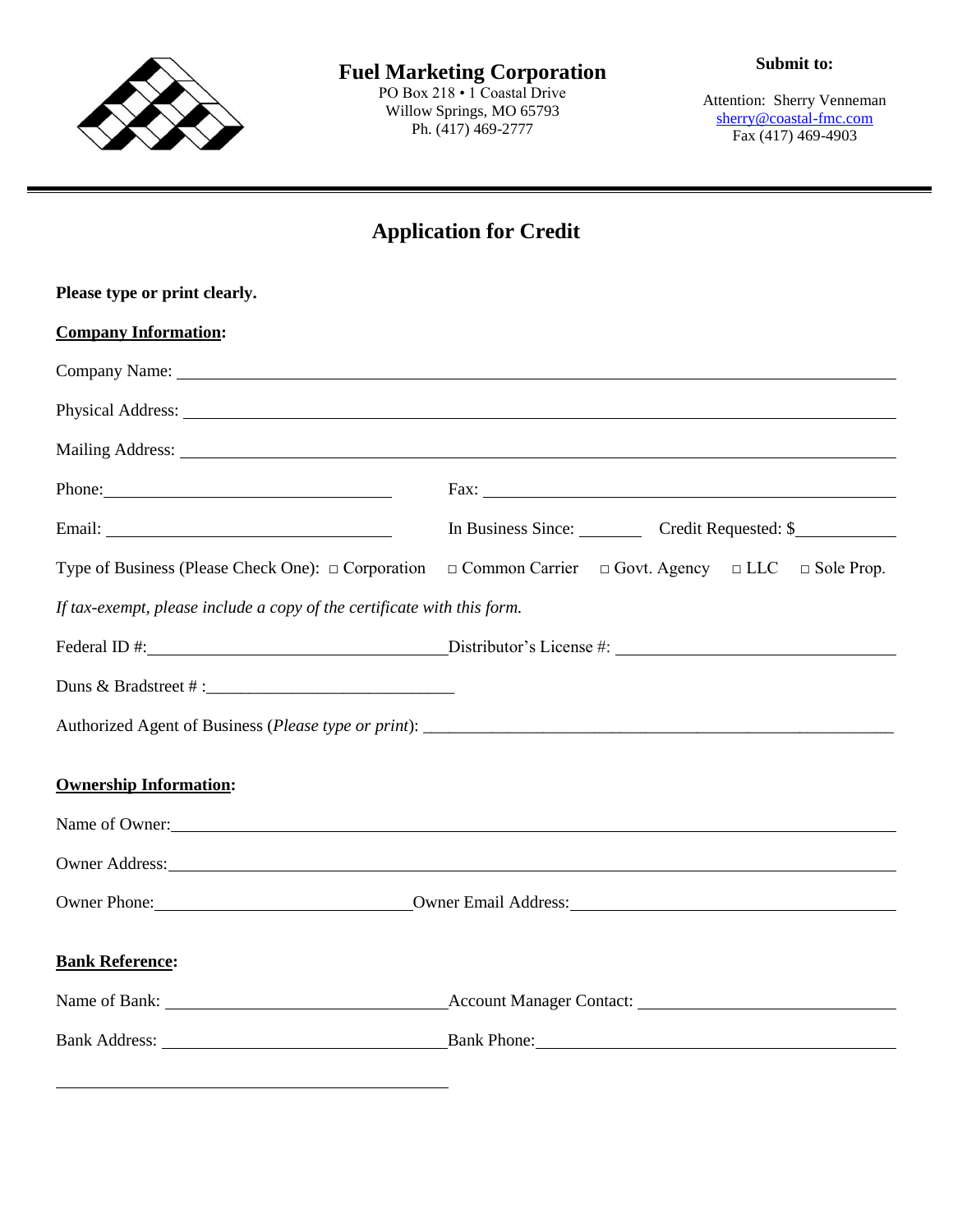# Fuel Marketing Corporation

PO Box 218 • 1 Coastal Drive
Willow Springs, MO 65793
Ph. (417) 469-2777

**Submit to:**

Attention: Sherry Venneman
sherry@coastal-fmc.com
Fax (417) 469-4903

## Application for Credit

**Please type or print clearly.**

**Company Information:**

Company Name: ____________________________________________

Physical Address: ____________________________________________

Mailing Address: ____________________________________________

Phone: ____________________ Fax: ____________________

Email: ____________________ In Business Since: ________ Credit Requested: $__________

Type of Business (Please Check One): □ Corporation □ Common Carrier □ Govt. Agency □ LLC □ Sole Prop.

*If tax-exempt, please include a copy of the certificate with this form.*

Federal ID #: ____________________ Distributor's License #: ____________________

Duns & Bradstreet # : ____________________

Authorized Agent of Business (*Please type or print*): ____________________________________________

**Ownership Information:**

Name of Owner: ____________________________________________

Owner Address: ____________________________________________

Owner Phone: ____________________ Owner Email Address: ____________________

**Bank Reference:**

Name of Bank: ____________________ Account Manager Contact: ____________________

Bank Address: ____________________ Bank Phone: ____________________

____________________________________________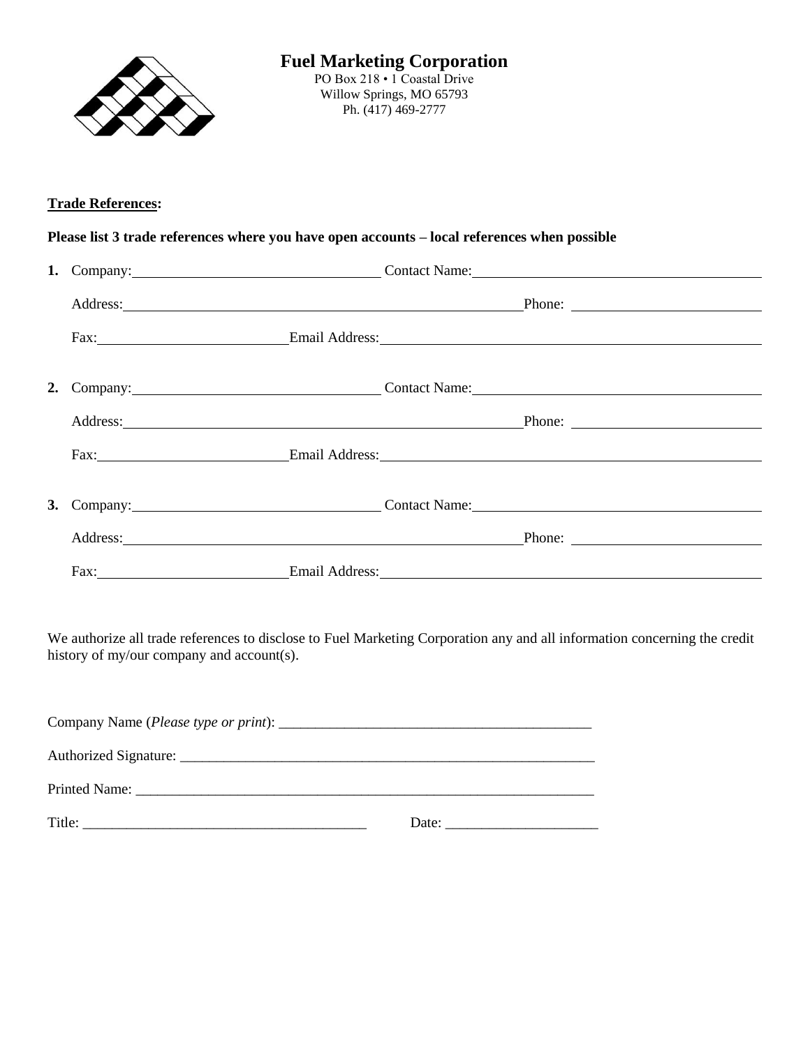**Fuel Marketing Corporation**
PO Box 218 • 1 Coastal Drive
Willow Springs, MO 65793
Ph. (417) 469-2777

**Trade References:**

**Please list 3 trade references where you have open accounts – local references when possible**

**1.** Company: ______________________ Contact Name: ______________________

Address: ______________________________________ Phone: ______________________

Fax: ______________________ Email Address: ______________________________________

**2.** Company: ______________________ Contact Name: ______________________

Address: ______________________________________ Phone: ______________________

Fax: ______________________ Email Address: ______________________________________

**3.** Company: ______________________ Contact Name: ______________________

Address: ______________________________________ Phone: ______________________

Fax: ______________________ Email Address: ______________________________________

We authorize all trade references to disclose to Fuel Marketing Corporation any and all information concerning the credit history of my/our company and account(s).

Company Name (*Please type or print*): ____________________________________________

Authorized Signature: ____________________________________________________________

Printed Name: __________________________________________________________________

Title: _______________________________________ Date: _____________________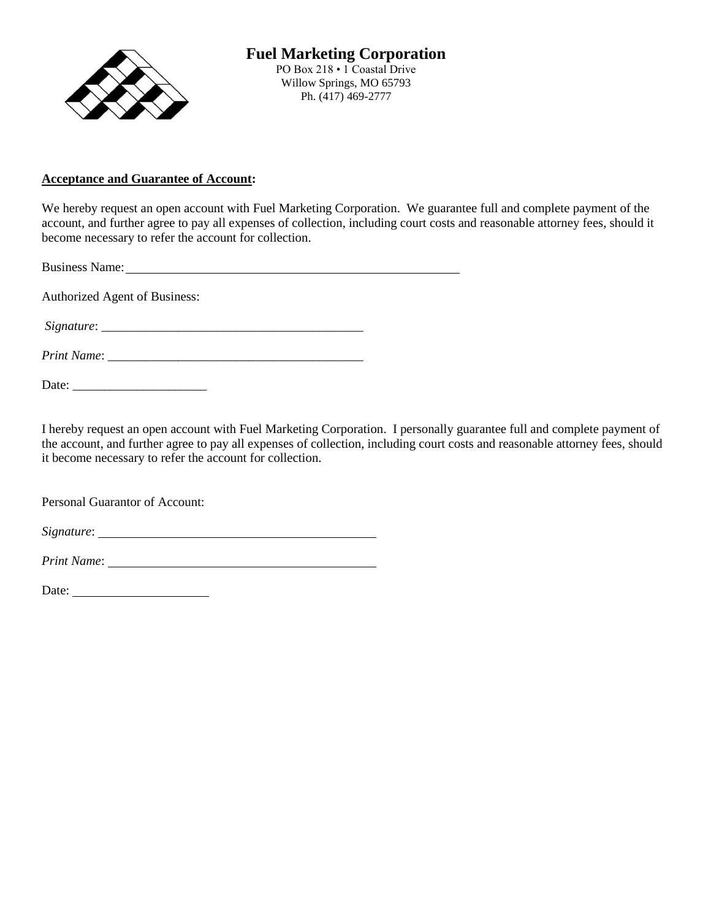**Fuel Marketing Corporation**
PO Box 218 • 1 Coastal Drive
Willow Springs, MO 65793
Ph. (417) 469-2777

**Acceptance and Guarantee of Account:**

We hereby request an open account with Fuel Marketing Corporation. We guarantee full and complete payment of the account, and further agree to pay all expenses of collection, including court costs and reasonable attorney fees, should it become necessary to refer the account for collection.

Business Name: ______________________________________________________

Authorized Agent of Business:

*Signature*: __________________________________________

*Print Name*: __________________________________________

Date: _____________________

I hereby request an open account with Fuel Marketing Corporation. I personally guarantee full and complete payment of the account, and further agree to pay all expenses of collection, including court costs and reasonable attorney fees, should it become necessary to refer the account for collection.

Personal Guarantor of Account:

*Signature*: __________________________________________

*Print Name*: __________________________________________

Date: _____________________